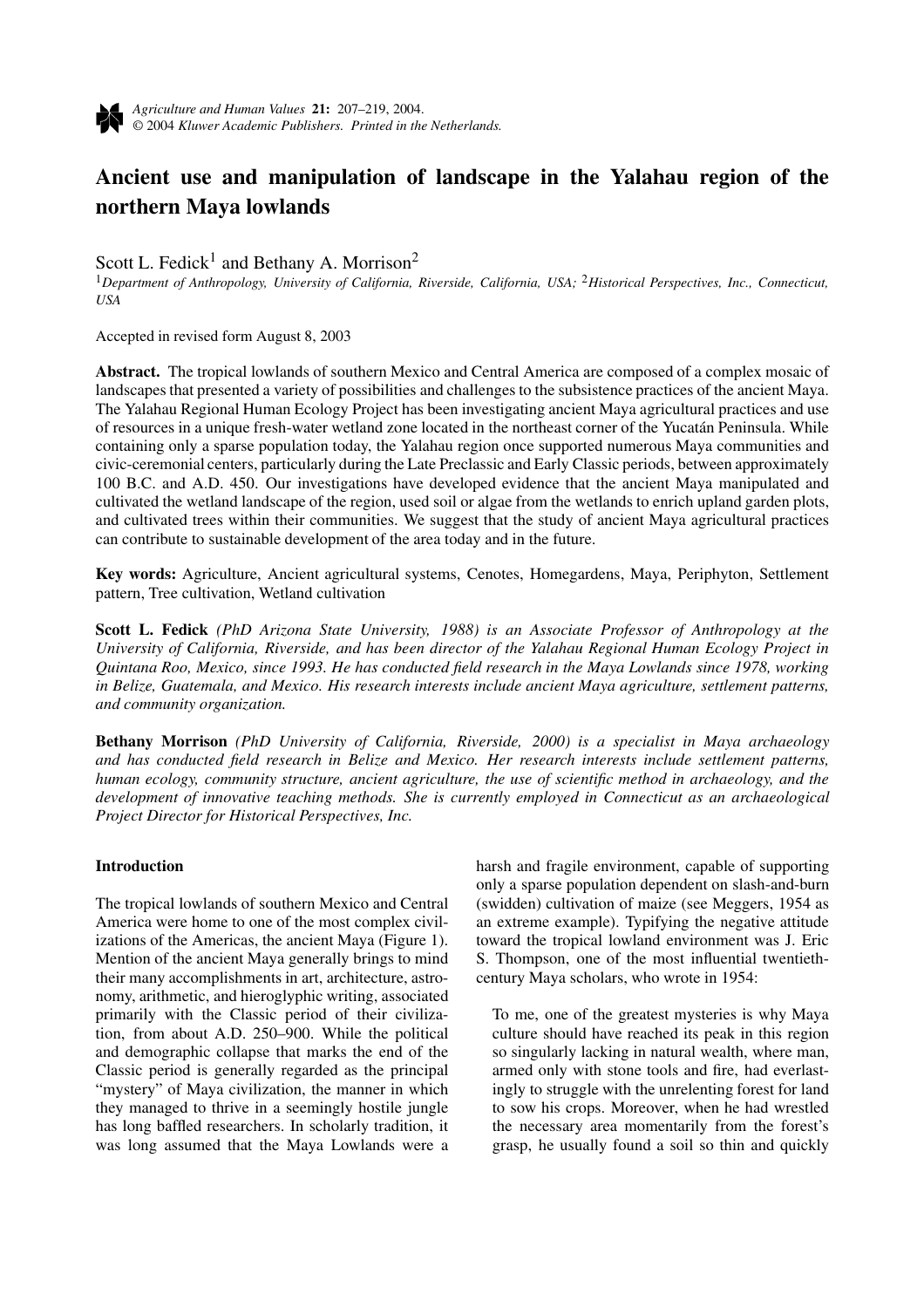# Ancient use and manipulation of landscape in the Yalahau region of the northern Maya lowlands

Scott L. Fedick[1] and Bethany A. Morrison[2]

[1]*Department of Anthropology, University of California, Riverside, California, USA;* [2]*Historical Perspectives, Inc., Connecticut, USA*

Accepted in revised form August 8, 2003

**Abstract.** The tropical lowlands of southern Mexico and Central America are composed of a complex mosaic of landscapes that presented a variety of possibilities and challenges to the subsistence practices of the ancient Maya. The Yalahau Regional Human Ecology Project has been investigating ancient Maya agricultural practices and use of resources in a unique fresh-water wetland zone located in the northeast corner of the Yucatán Peninsula. While containing only a sparse population today, the Yalahau region once supported numerous Maya communities and civic-ceremonial centers, particularly during the Late Preclassic and Early Classic periods, between approximately 100 B.C. and A.D. 450. Our investigations have developed evidence that the ancient Maya manipulated and cultivated the wetland landscape of the region, used soil or algae from the wetlands to enrich upland garden plots, and cultivated trees within their communities. We suggest that the study of ancient Maya agricultural practices can contribute to sustainable development of the area today and in the future.

**Key words:** Agriculture, Ancient agricultural systems, Cenotes, Homegardens, Maya, Periphyton, Settlement pattern, Tree cultivation, Wetland cultivation

**Scott L. Fedick** *(PhD Arizona State University, 1988) is an Associate Professor of Anthropology at the University of California, Riverside, and has been director of the Yalahau Regional Human Ecology Project in Quintana Roo, Mexico, since 1993. He has conducted field research in the Maya Lowlands since 1978, working in Belize, Guatemala, and Mexico. His research interests include ancient Maya agriculture, settlement patterns, and community organization.*

**Bethany Morrison** *(PhD University of California, Riverside, 2000) is a specialist in Maya archaeology and has conducted field research in Belize and Mexico. Her research interests include settlement patterns, human ecology, community structure, ancient agriculture, the use of scientific method in archaeology, and the development of innovative teaching methods. She is currently employed in Connecticut as an archaeological Project Director for Historical Perspectives, Inc.*

## Introduction

The tropical lowlands of southern Mexico and Central America were home to one of the most complex civilizations of the Americas, the ancient Maya (Figure 1). Mention of the ancient Maya generally brings to mind their many accomplishments in art, architecture, astronomy, arithmetic, and hieroglyphic writing, associated primarily with the Classic period of their civilization, from about A.D. 250–900. While the political and demographic collapse that marks the end of the Classic period is generally regarded as the principal "mystery" of Maya civilization, the manner in which they managed to thrive in a seemingly hostile jungle has long baffled researchers. In scholarly tradition, it was long assumed that the Maya Lowlands were a harsh and fragile environment, capable of supporting only a sparse population dependent on slash-and-burn (swidden) cultivation of maize (see Meggers, 1954 as an extreme example). Typifying the negative attitude toward the tropical lowland environment was J. Eric S. Thompson, one of the most influential twentieth-century Maya scholars, who wrote in 1954:

> To me, one of the greatest mysteries is why Maya culture should have reached its peak in this region so singularly lacking in natural wealth, where man, armed only with stone tools and fire, had everlastingly to struggle with the unrelenting forest for land to sow his crops. Moreover, when he had wrestled the necessary area momentarily from the forest's grasp, he usually found a soil so thin and quickly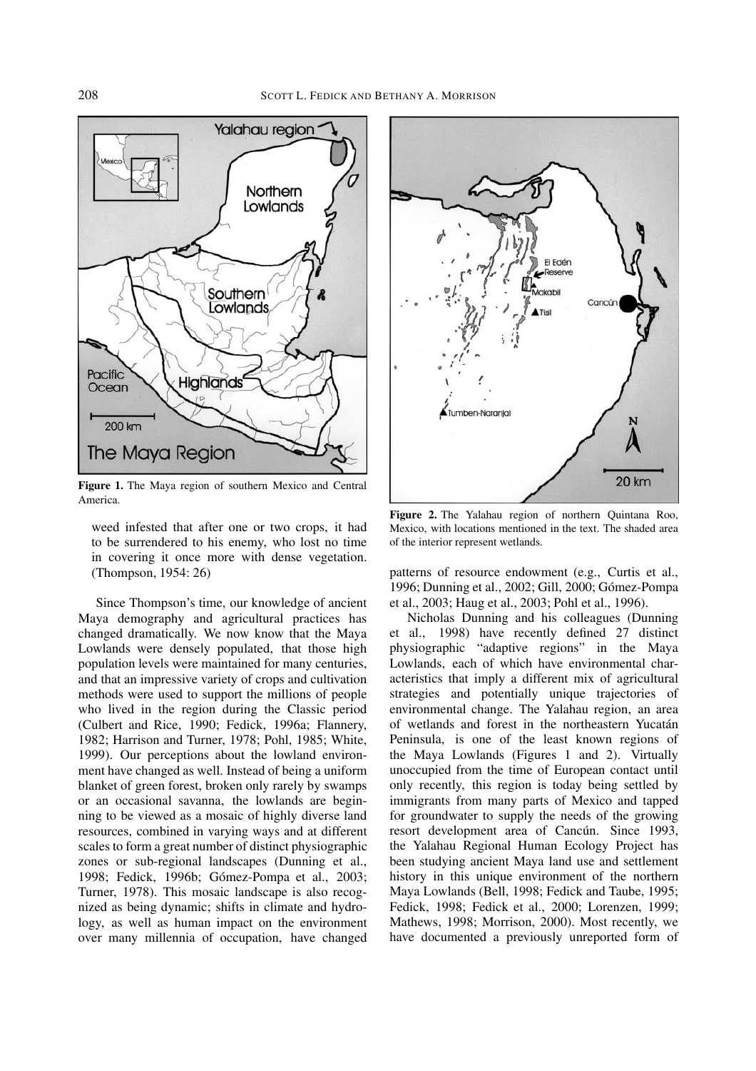**Figure 1.** The Maya region of southern Mexico and Central America.

weed infested that after one or two crops, it had to be surrendered to his enemy, who lost no time in covering it once more with dense vegetation. (Thompson, 1954: 26)

Since Thompson's time, our knowledge of ancient Maya demography and agricultural practices has changed dramatically. We now know that the Maya Lowlands were densely populated, that those high population levels were maintained for many centuries, and that an impressive variety of crops and cultivation methods were used to support the millions of people who lived in the region during the Classic period (Culbert and Rice, 1990; Fedick, 1996a; Flannery, 1982; Harrison and Turner, 1978; Pohl, 1985; White, 1999). Our perceptions about the lowland environment have changed as well. Instead of being a uniform blanket of green forest, broken only rarely by swamps or an occasional savanna, the lowlands are beginning to be viewed as a mosaic of highly diverse land resources, combined in varying ways and at different scales to form a great number of distinct physiographic zones or sub-regional landscapes (Dunning et al., 1998; Fedick, 1996b; Gómez-Pompa et al., 2003; Turner, 1978). This mosaic landscape is also recognized as being dynamic; shifts in climate and hydrology, as well as human impact on the environment over many millennia of occupation, have changed patterns of resource endowment (e.g., Curtis et al., 1996; Dunning et al., 2002; Gill, 2000; Gómez-Pompa et al., 2003; Haug et al., 2003; Pohl et al., 1996).

**Figure 2.** The Yalahau region of northern Quintana Roo, Mexico, with locations mentioned in the text. The shaded area of the interior represent wetlands.

Nicholas Dunning and his colleagues (Dunning et al., 1998) have recently defined 27 distinct physiographic "adaptive regions" in the Maya Lowlands, each of which have environmental characteristics that imply a different mix of agricultural strategies and potentially unique trajectories of environmental change. The Yalahau region, an area of wetlands and forest in the northeastern Yucatán Peninsula, is one of the least known regions of the Maya Lowlands (Figures 1 and 2). Virtually unoccupied from the time of European contact until only recently, this region is today being settled by immigrants from many parts of Mexico and tapped for groundwater to supply the needs of the growing resort development area of Cancún. Since 1993, the Yalahau Regional Human Ecology Project has been studying ancient Maya land use and settlement history in this unique environment of the northern Maya Lowlands (Bell, 1998; Fedick and Taube, 1995; Fedick, 1998; Fedick et al., 2000; Lorenzen, 1999; Mathews, 1998; Morrison, 2000). Most recently, we have documented a previously unreported form of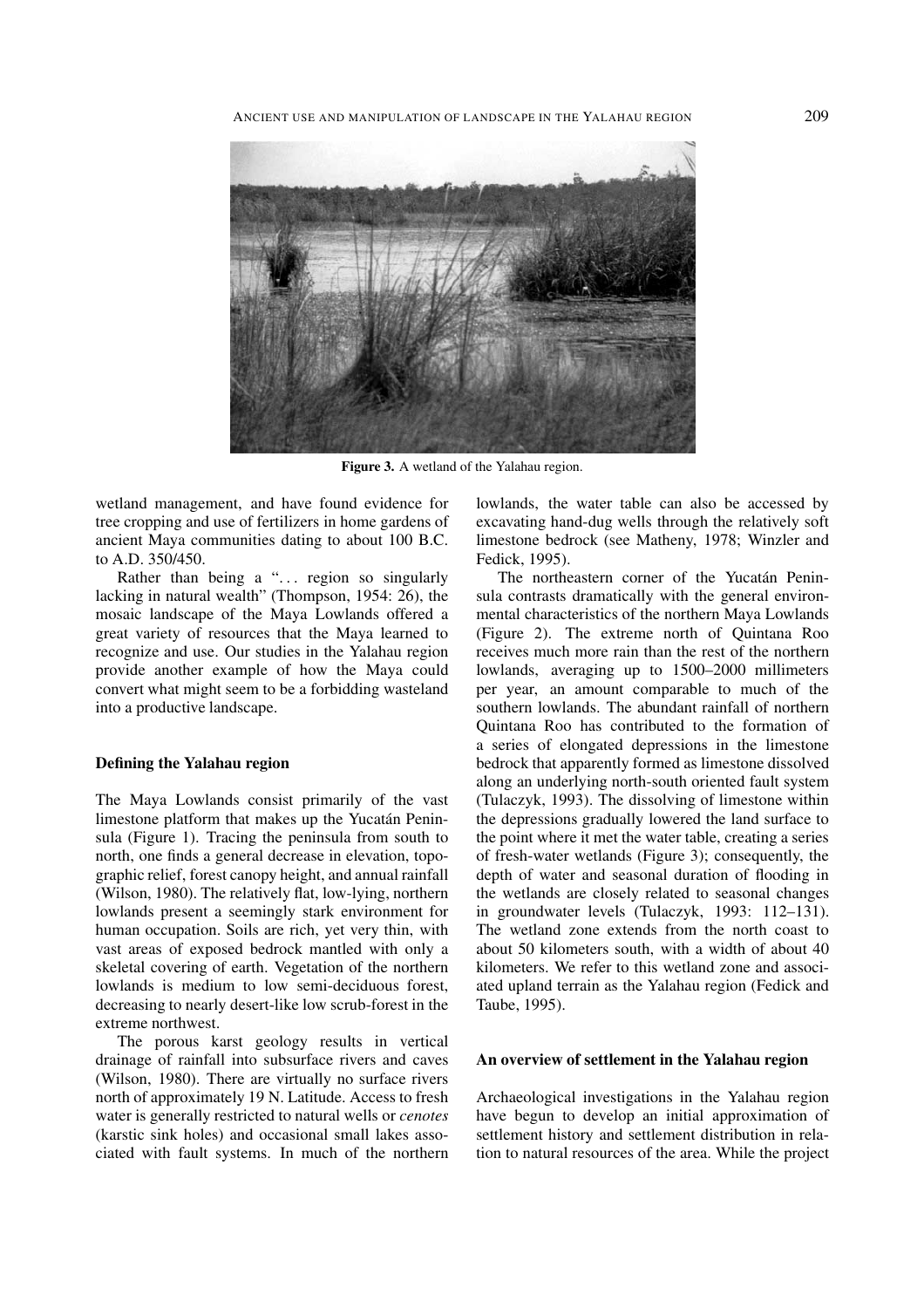Figure 3. A wetland of the Yalahau region.

wetland management, and have found evidence for tree cropping and use of fertilizers in home gardens of ancient Maya communities dating to about 100 B.C. to A.D. 350/450.

Rather than being a "... region so singularly lacking in natural wealth" (Thompson, 1954: 26), the mosaic landscape of the Maya Lowlands offered a great variety of resources that the Maya learned to recognize and use. Our studies in the Yalahau region provide another example of how the Maya could convert what might seem to be a forbidding wasteland into a productive landscape.

## Defining the Yalahau region

The Maya Lowlands consist primarily of the vast limestone platform that makes up the Yucatán Peninsula (Figure 1). Tracing the peninsula from south to north, one finds a general decrease in elevation, topographic relief, forest canopy height, and annual rainfall (Wilson, 1980). The relatively flat, low-lying, northern lowlands present a seemingly stark environment for human occupation. Soils are rich, yet very thin, with vast areas of exposed bedrock mantled with only a skeletal covering of earth. Vegetation of the northern lowlands is medium to low semi-deciduous forest, decreasing to nearly desert-like low scrub-forest in the extreme northwest.

The porous karst geology results in vertical drainage of rainfall into subsurface rivers and caves (Wilson, 1980). There are virtually no surface rivers north of approximately 19 N. Latitude. Access to fresh water is generally restricted to natural wells or *cenotes* (karstic sink holes) and occasional small lakes associated with fault systems. In much of the northern lowlands, the water table can also be accessed by excavating hand-dug wells through the relatively soft limestone bedrock (see Matheny, 1978; Winzler and Fedick, 1995).

The northeastern corner of the Yucatán Peninsula contrasts dramatically with the general environmental characteristics of the northern Maya Lowlands (Figure 2). The extreme north of Quintana Roo receives much more rain than the rest of the northern lowlands, averaging up to 1500–2000 millimeters per year, an amount comparable to much of the southern lowlands. The abundant rainfall of northern Quintana Roo has contributed to the formation of a series of elongated depressions in the limestone bedrock that apparently formed as limestone dissolved along an underlying north-south oriented fault system (Tulaczyk, 1993). The dissolving of limestone within the depressions gradually lowered the land surface to the point where it met the water table, creating a series of fresh-water wetlands (Figure 3); consequently, the depth of water and seasonal duration of flooding in the wetlands are closely related to seasonal changes in groundwater levels (Tulaczyk, 1993: 112–131). The wetland zone extends from the north coast to about 50 kilometers south, with a width of about 40 kilometers. We refer to this wetland zone and associated upland terrain as the Yalahau region (Fedick and Taube, 1995).

## An overview of settlement in the Yalahau region

Archaeological investigations in the Yalahau region have begun to develop an initial approximation of settlement history and settlement distribution in relation to natural resources of the area. While the project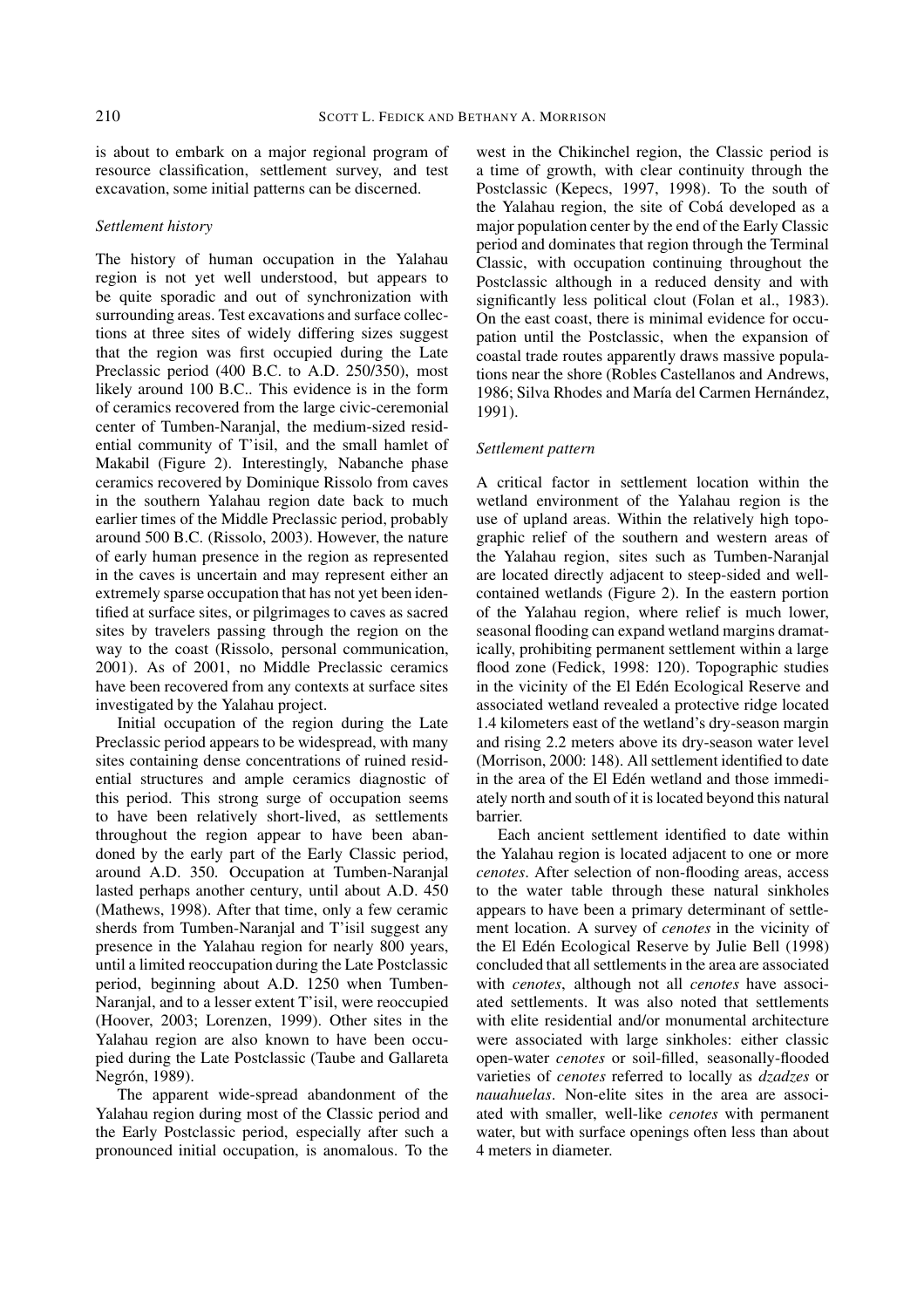is about to embark on a major regional program of resource classification, settlement survey, and test excavation, some initial patterns can be discerned.

### *Settlement history*

The history of human occupation in the Yalahau region is not yet well understood, but appears to be quite sporadic and out of synchronization with surrounding areas. Test excavations and surface collections at three sites of widely differing sizes suggest that the region was first occupied during the Late Preclassic period (400 B.C. to A.D. 250/350), most likely around 100 B.C.. This evidence is in the form of ceramics recovered from the large civic-ceremonial center of Tumben-Naranjal, the medium-sized residential community of T'isil, and the small hamlet of Makabil (Figure 2). Interestingly, Nabanche phase ceramics recovered by Dominique Rissolo from caves in the southern Yalahau region date back to much earlier times of the Middle Preclassic period, probably around 500 B.C. (Rissolo, 2003). However, the nature of early human presence in the region as represented in the caves is uncertain and may represent either an extremely sparse occupation that has not yet been identified at surface sites, or pilgrimages to caves as sacred sites by travelers passing through the region on the way to the coast (Rissolo, personal communication, 2001). As of 2001, no Middle Preclassic ceramics have been recovered from any contexts at surface sites investigated by the Yalahau project.

Initial occupation of the region during the Late Preclassic period appears to be widespread, with many sites containing dense concentrations of ruined residential structures and ample ceramics diagnostic of this period. This strong surge of occupation seems to have been relatively short-lived, as settlements throughout the region appear to have been abandoned by the early part of the Early Classic period, around A.D. 350. Occupation at Tumben-Naranjal lasted perhaps another century, until about A.D. 450 (Mathews, 1998). After that time, only a few ceramic sherds from Tumben-Naranjal and T'isil suggest any presence in the Yalahau region for nearly 800 years, until a limited reoccupation during the Late Postclassic period, beginning about A.D. 1250 when Tumben-Naranjal, and to a lesser extent T'isil, were reoccupied (Hoover, 2003; Lorenzen, 1999). Other sites in the Yalahau region are also known to have been occupied during the Late Postclassic (Taube and Gallareta Negrón, 1989).

The apparent wide-spread abandonment of the Yalahau region during most of the Classic period and the Early Postclassic period, especially after such a pronounced initial occupation, is anomalous. To the west in the Chikinchel region, the Classic period is a time of growth, with clear continuity through the Postclassic (Kepecs, 1997, 1998). To the south of the Yalahau region, the site of Cobá developed as a major population center by the end of the Early Classic period and dominates that region through the Terminal Classic, with occupation continuing throughout the Postclassic although in a reduced density and with significantly less political clout (Folan et al., 1983). On the east coast, there is minimal evidence for occupation until the Postclassic, when the expansion of coastal trade routes apparently draws massive populations near the shore (Robles Castellanos and Andrews, 1986; Silva Rhodes and María del Carmen Hernández, 1991).

### *Settlement pattern*

A critical factor in settlement location within the wetland environment of the Yalahau region is the use of upland areas. Within the relatively high topographic relief of the southern and western areas of the Yalahau region, sites such as Tumben-Naranjal are located directly adjacent to steep-sided and well-contained wetlands (Figure 2). In the eastern portion of the Yalahau region, where relief is much lower, seasonal flooding can expand wetland margins dramatically, prohibiting permanent settlement within a large flood zone (Fedick, 1998: 120). Topographic studies in the vicinity of the El Edén Ecological Reserve and associated wetland revealed a protective ridge located 1.4 kilometers east of the wetland's dry-season margin and rising 2.2 meters above its dry-season water level (Morrison, 2000: 148). All settlement identified to date in the area of the El Edén wetland and those immediately north and south of it is located beyond this natural barrier.

Each ancient settlement identified to date within the Yalahau region is located adjacent to one or more *cenotes*. After selection of non-flooding areas, access to the water table through these natural sinkholes appears to have been a primary determinant of settlement location. A survey of *cenotes* in the vicinity of the El Edén Ecological Reserve by Julie Bell (1998) concluded that all settlements in the area are associated with *cenotes*, although not all *cenotes* have associated settlements. It was also noted that settlements with elite residential and/or monumental architecture were associated with large sinkholes: either classic open-water *cenotes* or soil-filled, seasonally-flooded varieties of *cenotes* referred to locally as *dzadzes* or *nauahuelas*. Non-elite sites in the area are associated with smaller, well-like *cenotes* with permanent water, but with surface openings often less than about 4 meters in diameter.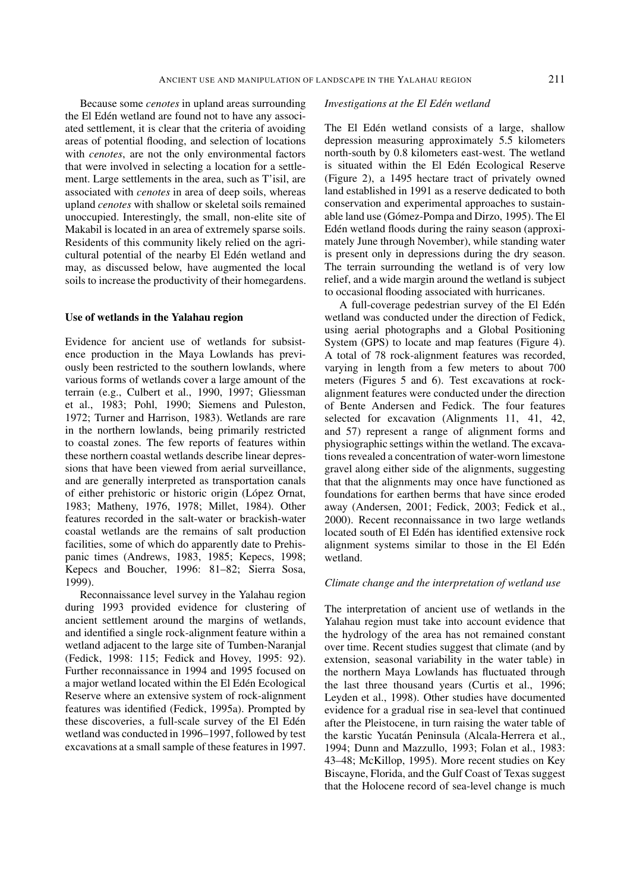Because some *cenotes* in upland areas surrounding the El Edén wetland are found not to have any associated settlement, it is clear that the criteria of avoiding areas of potential flooding, and selection of locations with *cenotes*, are not the only environmental factors that were involved in selecting a location for a settlement. Large settlements in the area, such as T'isil, are associated with *cenotes* in area of deep soils, whereas upland *cenotes* with shallow or skeletal soils remained unoccupied. Interestingly, the small, non-elite site of Makabil is located in an area of extremely sparse soils. Residents of this community likely relied on the agricultural potential of the nearby El Edén wetland and may, as discussed below, have augmented the local soils to increase the productivity of their homegardens.

## Use of wetlands in the Yalahau region

Evidence for ancient use of wetlands for subsistence production in the Maya Lowlands has previously been restricted to the southern lowlands, where various forms of wetlands cover a large amount of the terrain (e.g., Culbert et al., 1990, 1997; Gliessman et al., 1983; Pohl, 1990; Siemens and Puleston, 1972; Turner and Harrison, 1983). Wetlands are rare in the northern lowlands, being primarily restricted to coastal zones. The few reports of features within these northern coastal wetlands describe linear depressions that have been viewed from aerial surveillance, and are generally interpreted as transportation canals of either prehistoric or historic origin (López Ornat, 1983; Matheny, 1976, 1978; Millet, 1984). Other features recorded in the salt-water or brackish-water coastal wetlands are the remains of salt production facilities, some of which do apparently date to Prehispanic times (Andrews, 1983, 1985; Kepecs, 1998; Kepecs and Boucher, 1996: 81–82; Sierra Sosa, 1999).

Reconnaissance level survey in the Yalahau region during 1993 provided evidence for clustering of ancient settlement around the margins of wetlands, and identified a single rock-alignment feature within a wetland adjacent to the large site of Tumben-Naranjal (Fedick, 1998: 115; Fedick and Hovey, 1995: 92). Further reconnaissance in 1994 and 1995 focused on a major wetland located within the El Edén Ecological Reserve where an extensive system of rock-alignment features was identified (Fedick, 1995a). Prompted by these discoveries, a full-scale survey of the El Edén wetland was conducted in 1996–1997, followed by test excavations at a small sample of these features in 1997.

### *Investigations at the El Edén wetland*

The El Edén wetland consists of a large, shallow depression measuring approximately 5.5 kilometers north-south by 0.8 kilometers east-west. The wetland is situated within the El Edén Ecological Reserve (Figure 2), a 1495 hectare tract of privately owned land established in 1991 as a reserve dedicated to both conservation and experimental approaches to sustainable land use (Gómez-Pompa and Dirzo, 1995). The El Edén wetland floods during the rainy season (approximately June through November), while standing water is present only in depressions during the dry season. The terrain surrounding the wetland is of very low relief, and a wide margin around the wetland is subject to occasional flooding associated with hurricanes.

A full-coverage pedestrian survey of the El Edén wetland was conducted under the direction of Fedick, using aerial photographs and a Global Positioning System (GPS) to locate and map features (Figure 4). A total of 78 rock-alignment features was recorded, varying in length from a few meters to about 700 meters (Figures 5 and 6). Test excavations at rock-alignment features were conducted under the direction of Bente Andersen and Fedick. The four features selected for excavation (Alignments 11, 41, 42, and 57) represent a range of alignment forms and physiographic settings within the wetland. The excavations revealed a concentration of water-worn limestone gravel along either side of the alignments, suggesting that that the alignments may once have functioned as foundations for earthen berms that have since eroded away (Andersen, 2001; Fedick, 2003; Fedick et al., 2000). Recent reconnaissance in two large wetlands located south of El Edén has identified extensive rock alignment systems similar to those in the El Edén wetland.

### *Climate change and the interpretation of wetland use*

The interpretation of ancient use of wetlands in the Yalahau region must take into account evidence that the hydrology of the area has not remained constant over time. Recent studies suggest that climate (and by extension, seasonal variability in the water table) in the northern Maya Lowlands has fluctuated through the last three thousand years (Curtis et al., 1996; Leyden et al., 1998). Other studies have documented evidence for a gradual rise in sea-level that continued after the Pleistocene, in turn raising the water table of the karstic Yucatán Peninsula (Alcala-Herrera et al., 1994; Dunn and Mazzullo, 1993; Folan et al., 1983: 43–48; McKillop, 1995). More recent studies on Key Biscayne, Florida, and the Gulf Coast of Texas suggest that the Holocene record of sea-level change is much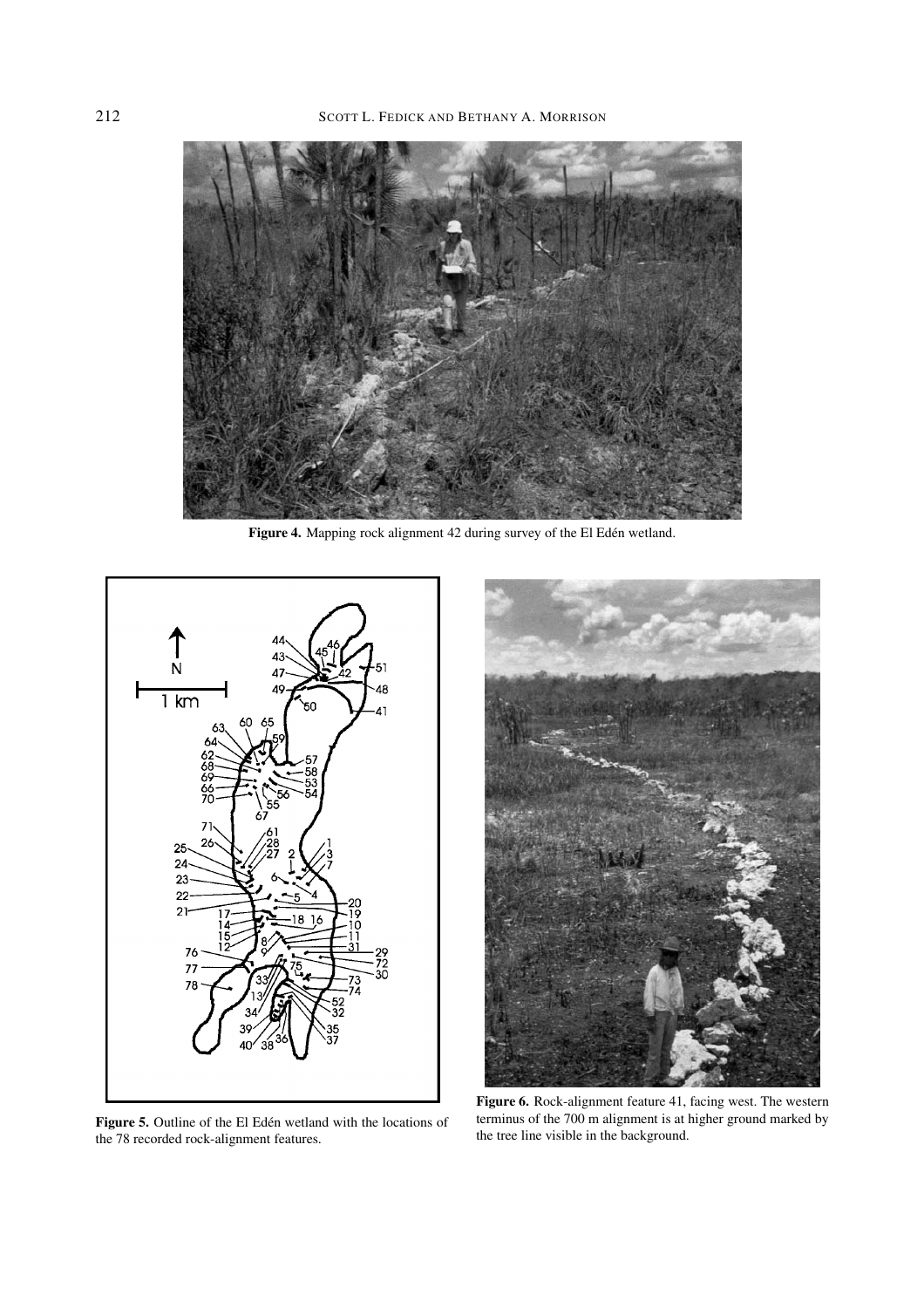**Figure 4.** Mapping rock alignment 42 during survey of the El Edén wetland.

**Figure 5.** Outline of the El Edén wetland with the locations of the 78 recorded rock-alignment features.

**Figure 6.** Rock-alignment feature 41, facing west. The western terminus of the 700 m alignment is at higher ground marked by the tree line visible in the background.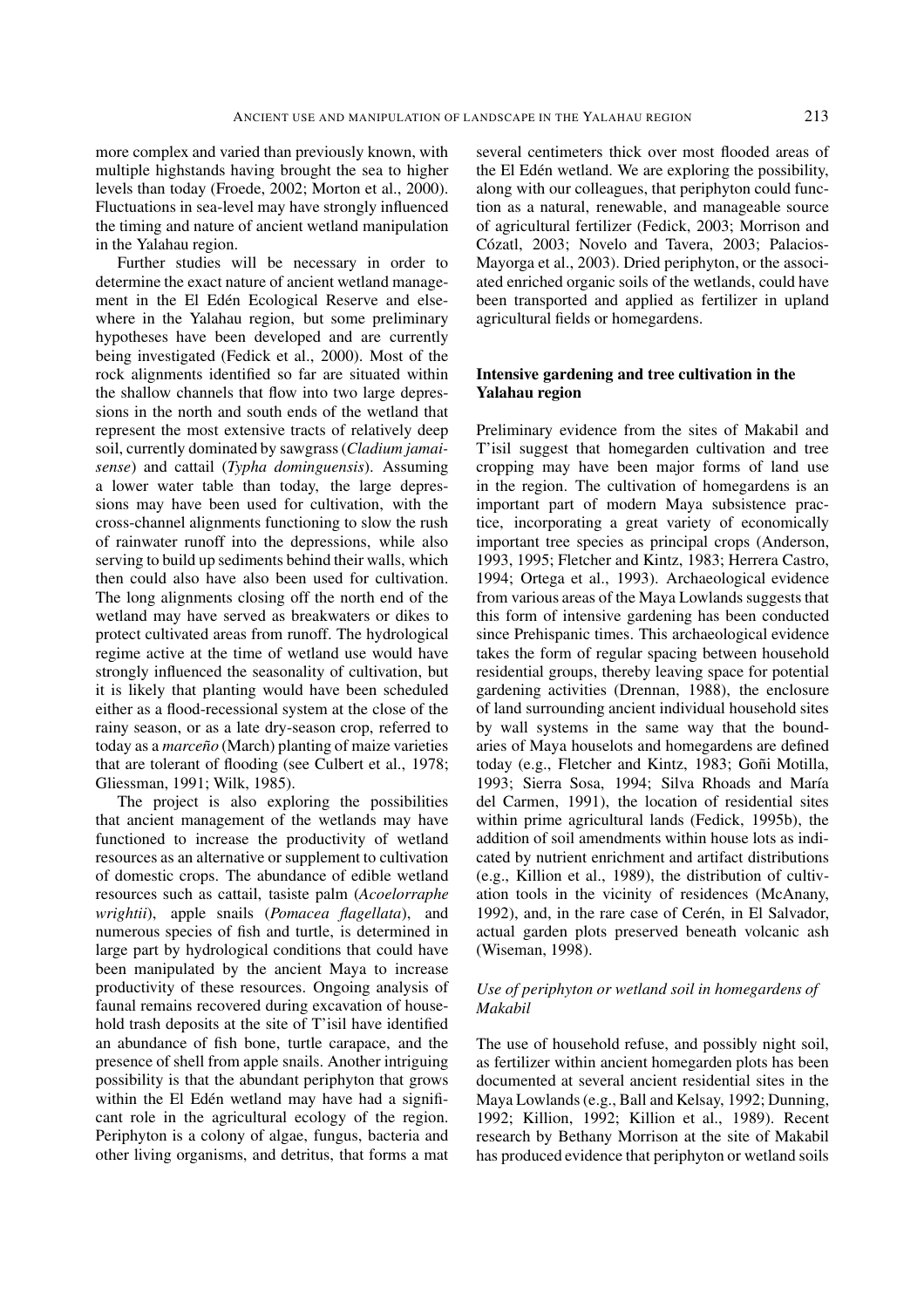more complex and varied than previously known, with multiple highstands having brought the sea to higher levels than today (Froede, 2002; Morton et al., 2000). Fluctuations in sea-level may have strongly influenced the timing and nature of ancient wetland manipulation in the Yalahau region.

Further studies will be necessary in order to determine the exact nature of ancient wetland management in the El Edén Ecological Reserve and elsewhere in the Yalahau region, but some preliminary hypotheses have been developed and are currently being investigated (Fedick et al., 2000). Most of the rock alignments identified so far are situated within the shallow channels that flow into two large depressions in the north and south ends of the wetland that represent the most extensive tracts of relatively deep soil, currently dominated by sawgrass (*Cladium jamaisense*) and cattail (*Typha dominguensis*). Assuming a lower water table than today, the large depressions may have been used for cultivation, with the cross-channel alignments functioning to slow the rush of rainwater runoff into the depressions, while also serving to build up sediments behind their walls, which then could also have also been used for cultivation. The long alignments closing off the north end of the wetland may have served as breakwaters or dikes to protect cultivated areas from runoff. The hydrological regime active at the time of wetland use would have strongly influenced the seasonality of cultivation, but it is likely that planting would have been scheduled either as a flood-recessional system at the close of the rainy season, or as a late dry-season crop, referred to today as a *marceño* (March) planting of maize varieties that are tolerant of flooding (see Culbert et al., 1978; Gliessman, 1991; Wilk, 1985).

The project is also exploring the possibilities that ancient management of the wetlands may have functioned to increase the productivity of wetland resources as an alternative or supplement to cultivation of domestic crops. The abundance of edible wetland resources such as cattail, tasiste palm (*Acoelorraphe wrightii*), apple snails (*Pomacea flagellata*), and numerous species of fish and turtle, is determined in large part by hydrological conditions that could have been manipulated by the ancient Maya to increase productivity of these resources. Ongoing analysis of faunal remains recovered during excavation of household trash deposits at the site of T'isil have identified an abundance of fish bone, turtle carapace, and the presence of shell from apple snails. Another intriguing possibility is that the abundant periphyton that grows within the El Edén wetland may have had a significant role in the agricultural ecology of the region. Periphyton is a colony of algae, fungus, bacteria and other living organisms, and detritus, that forms a mat several centimeters thick over most flooded areas of the El Edén wetland. We are exploring the possibility, along with our colleagues, that periphyton could function as a natural, renewable, and manageable source of agricultural fertilizer (Fedick, 2003; Morrison and Cózatl, 2003; Novelo and Tavera, 2003; Palacios-Mayorga et al., 2003). Dried periphyton, or the associated enriched organic soils of the wetlands, could have been transported and applied as fertilizer in upland agricultural fields or homegardens.

## Intensive gardening and tree cultivation in the Yalahau region

Preliminary evidence from the sites of Makabil and T'isil suggest that homegarden cultivation and tree cropping may have been major forms of land use in the region. The cultivation of homegardens is an important part of modern Maya subsistence practice, incorporating a great variety of economically important tree species as principal crops (Anderson, 1993, 1995; Fletcher and Kintz, 1983; Herrera Castro, 1994; Ortega et al., 1993). Archaeological evidence from various areas of the Maya Lowlands suggests that this form of intensive gardening has been conducted since Prehispanic times. This archaeological evidence takes the form of regular spacing between household residential groups, thereby leaving space for potential gardening activities (Drennan, 1988), the enclosure of land surrounding ancient individual household sites by wall systems in the same way that the boundaries of Maya houselots and homegardens are defined today (e.g., Fletcher and Kintz, 1983; Goñi Motilla, 1993; Sierra Sosa, 1994; Silva Rhoads and María del Carmen, 1991), the location of residential sites within prime agricultural lands (Fedick, 1995b), the addition of soil amendments within house lots as indicated by nutrient enrichment and artifact distributions (e.g., Killion et al., 1989), the distribution of cultivation tools in the vicinity of residences (McAnany, 1992), and, in the rare case of Cerén, in El Salvador, actual garden plots preserved beneath volcanic ash (Wiseman, 1998).

### *Use of periphyton or wetland soil in homegardens of Makabil*

The use of household refuse, and possibly night soil, as fertilizer within ancient homegarden plots has been documented at several ancient residential sites in the Maya Lowlands (e.g., Ball and Kelsay, 1992; Dunning, 1992; Killion, 1992; Killion et al., 1989). Recent research by Bethany Morrison at the site of Makabil has produced evidence that periphyton or wetland soils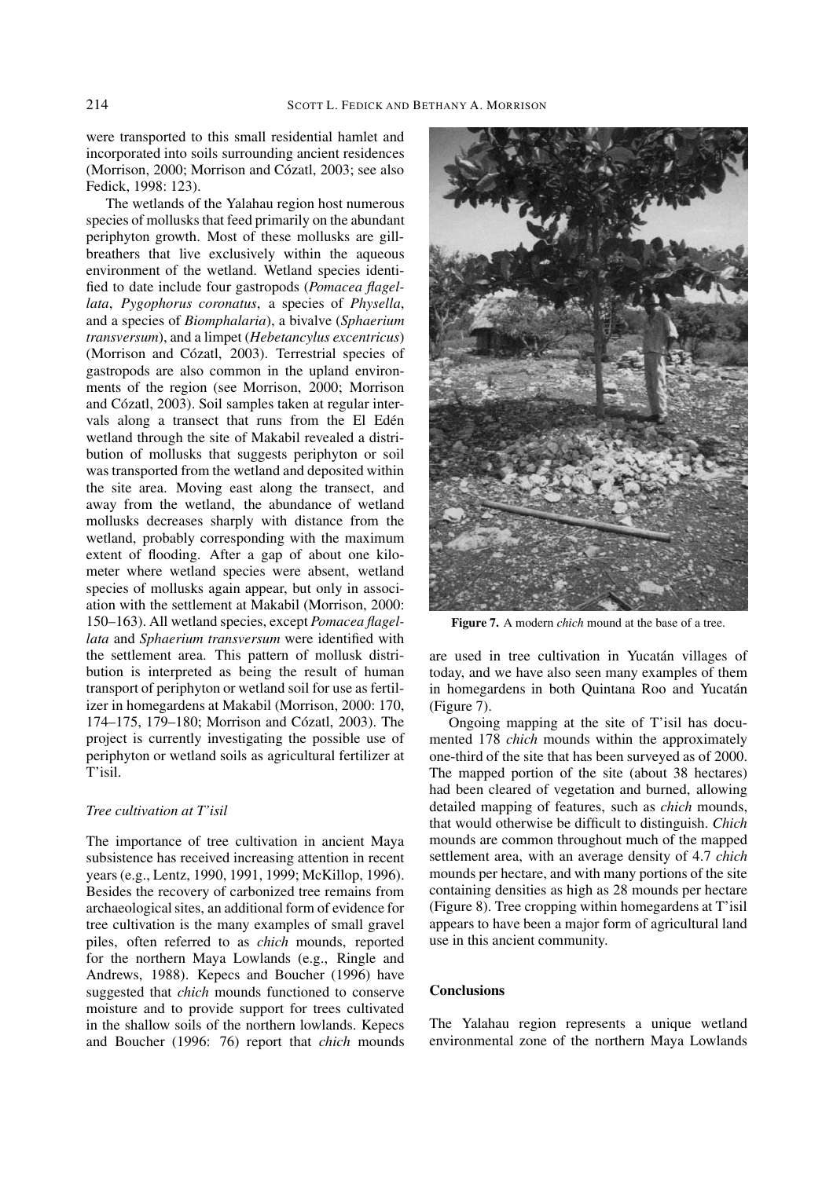were transported to this small residential hamlet and incorporated into soils surrounding ancient residences (Morrison, 2000; Morrison and Cózatl, 2003; see also Fedick, 1998: 123).

The wetlands of the Yalahau region host numerous species of mollusks that feed primarily on the abundant periphyton growth. Most of these mollusks are gill-breathers that live exclusively within the aqueous environment of the wetland. Wetland species identified to date include four gastropods (*Pomacea flagellata*, *Pygophorus coronatus*, a species of *Physella*, and a species of *Biomphalaria*), a bivalve (*Sphaerium transversum*), and a limpet (*Hebetancylus excentricus*) (Morrison and Cózatl, 2003). Terrestrial species of gastropods are also common in the upland environments of the region (see Morrison, 2000; Morrison and Cózatl, 2003). Soil samples taken at regular intervals along a transect that runs from the El Edén wetland through the site of Makabil revealed a distribution of mollusks that suggests periphyton or soil was transported from the wetland and deposited within the site area. Moving east along the transect, and away from the wetland, the abundance of wetland mollusks decreases sharply with distance from the wetland, probably corresponding with the maximum extent of flooding. After a gap of about one kilometer where wetland species were absent, wetland species of mollusks again appear, but only in association with the settlement at Makabil (Morrison, 2000: 150–163). All wetland species, except *Pomacea flagellata* and *Sphaerium transversum* were identified with the settlement area. This pattern of mollusk distribution is interpreted as being the result of human transport of periphyton or wetland soil for use as fertilizer in homegardens at Makabil (Morrison, 2000: 170, 174–175, 179–180; Morrison and Cózatl, 2003). The project is currently investigating the possible use of periphyton or wetland soils as agricultural fertilizer at T'isil.

### *Tree cultivation at T'isil*

The importance of tree cultivation in ancient Maya subsistence has received increasing attention in recent years (e.g., Lentz, 1990, 1991, 1999; McKillop, 1996). Besides the recovery of carbonized tree remains from archaeological sites, an additional form of evidence for tree cultivation is the many examples of small gravel piles, often referred to as *chich* mounds, reported for the northern Maya Lowlands (e.g., Ringle and Andrews, 1988). Kepecs and Boucher (1996) have suggested that *chich* mounds functioned to conserve moisture and to provide support for trees cultivated in the shallow soils of the northern lowlands. Kepecs and Boucher (1996: 76) report that *chich* mounds are used in tree cultivation in Yucatán villages of today, and we have also seen many examples of them in homegardens in both Quintana Roo and Yucatán (Figure 7).

**Figure 7.** A modern *chich* mound at the base of a tree.

Ongoing mapping at the site of T'isil has documented 178 *chich* mounds within the approximately one-third of the site that has been surveyed as of 2000. The mapped portion of the site (about 38 hectares) had been cleared of vegetation and burned, allowing detailed mapping of features, such as *chich* mounds, that would otherwise be difficult to distinguish. *Chich* mounds are common throughout much of the mapped settlement area, with an average density of 4.7 *chich* mounds per hectare, and with many portions of the site containing densities as high as 28 mounds per hectare (Figure 8). Tree cropping within homegardens at T'isil appears to have been a major form of agricultural land use in this ancient community.

## Conclusions

The Yalahau region represents a unique wetland environmental zone of the northern Maya Lowlands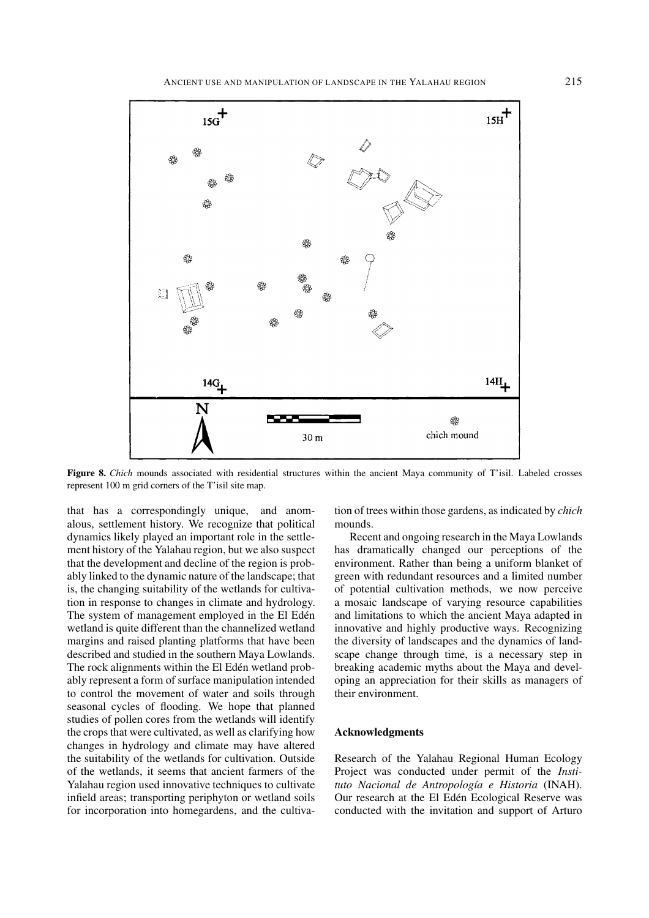**Figure 8.** *Chich* mounds associated with residential structures within the ancient Maya community of T'isil. Labeled crosses represent 100 m grid corners of the T'isil site map.

that has a correspondingly unique, and anomalous, settlement history. We recognize that political dynamics likely played an important role in the settlement history of the Yalahau region, but we also suspect that the development and decline of the region is probably linked to the dynamic nature of the landscape; that is, the changing suitability of the wetlands for cultivation in response to changes in climate and hydrology. The system of management employed in the El Edén wetland is quite different than the channelized wetland margins and raised planting platforms that have been described and studied in the southern Maya Lowlands. The rock alignments within the El Edén wetland probably represent a form of surface manipulation intended to control the movement of water and soils through seasonal cycles of flooding. We hope that planned studies of pollen cores from the wetlands will identify the crops that were cultivated, as well as clarifying how changes in hydrology and climate may have altered the suitability of the wetlands for cultivation. Outside of the wetlands, it seems that ancient farmers of the Yalahau region used innovative techniques to cultivate infield areas; transporting periphyton or wetland soils for incorporation into homegardens, and the cultivation of trees within those gardens, as indicated by *chich* mounds.

Recent and ongoing research in the Maya Lowlands has dramatically changed our perceptions of the environment. Rather than being a uniform blanket of green with redundant resources and a limited number of potential cultivation methods, we now perceive a mosaic landscape of varying resource capabilities and limitations to which the ancient Maya adapted in innovative and highly productive ways. Recognizing the diversity of landscapes and the dynamics of landscape change through time, is a necessary step in breaking academic myths about the Maya and developing an appreciation for their skills as managers of their environment.

## Acknowledgments

Research of the Yalahau Regional Human Ecology Project was conducted under permit of the *Instituto Nacional de Antropología e Historia* (INAH). Our research at the El Edén Ecological Reserve was conducted with the invitation and support of Arturo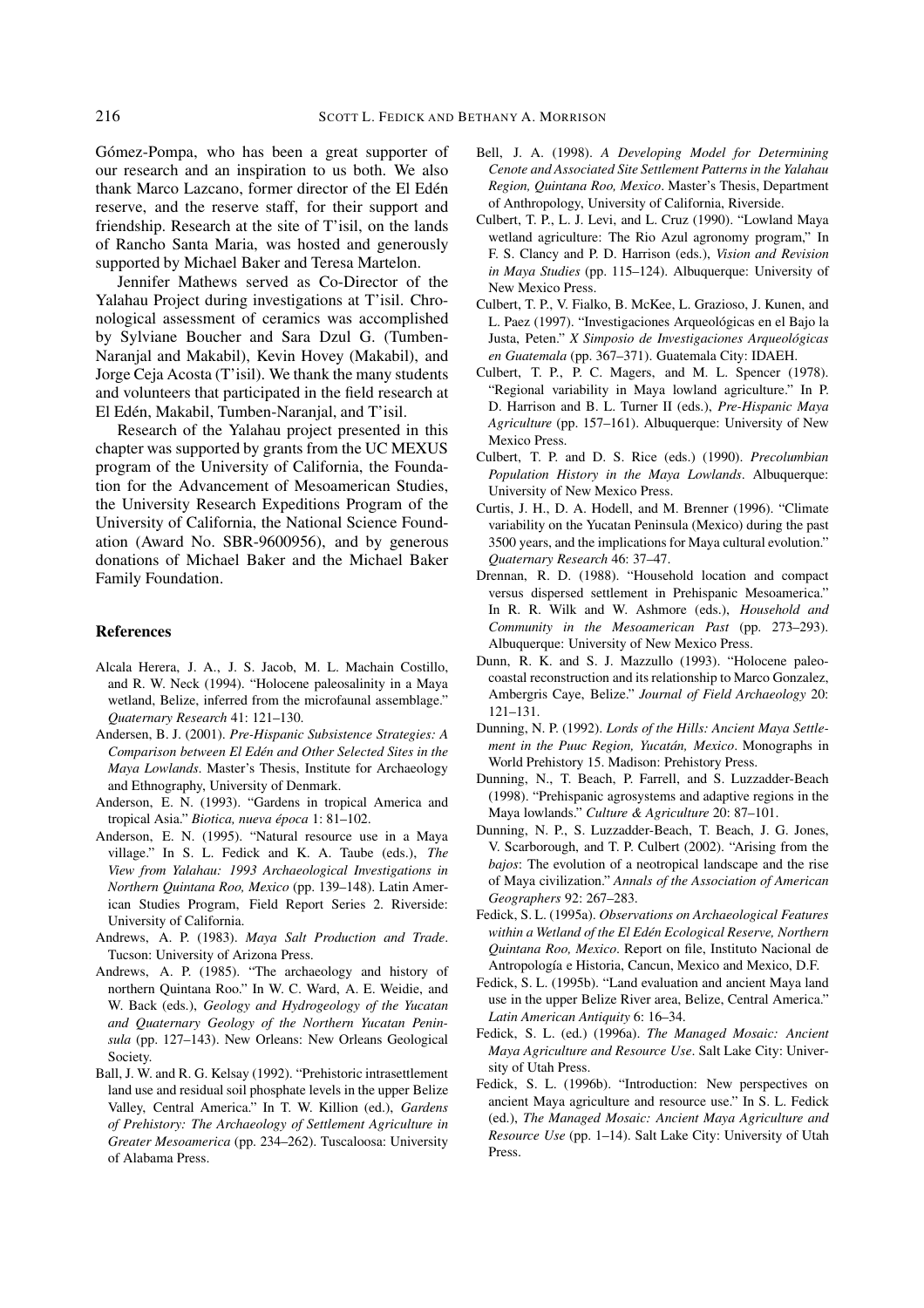Gómez-Pompa, who has been a great supporter of our research and an inspiration to us both. We also thank Marco Lazcano, former director of the El Edén reserve, and the reserve staff, for their support and friendship. Research at the site of T'isil, on the lands of Rancho Santa Maria, was hosted and generously supported by Michael Baker and Teresa Martelon.

Jennifer Mathews served as Co-Director of the Yalahau Project during investigations at T'isil. Chronological assessment of ceramics was accomplished by Sylviane Boucher and Sara Dzul G. (Tumben-Naranjal and Makabil), Kevin Hovey (Makabil), and Jorge Ceja Acosta (T'isil). We thank the many students and volunteers that participated in the field research at El Edén, Makabil, Tumben-Naranjal, and T'isil.

Research of the Yalahau project presented in this chapter was supported by grants from the UC MEXUS program of the University of California, the Foundation for the Advancement of Mesoamerican Studies, the University Research Expeditions Program of the University of California, the National Science Foundation (Award No. SBR-9600956), and by generous donations of Michael Baker and the Michael Baker Family Foundation.

## References

Alcala Herera, J. A., J. S. Jacob, M. L. Machain Costillo, and R. W. Neck (1994). "Holocene paleosalinity in a Maya wetland, Belize, inferred from the microfaunal assemblage." *Quaternary Research* 41: 121–130.

Andersen, B. J. (2001). *Pre-Hispanic Subsistence Strategies: A Comparison between El Edén and Other Selected Sites in the Maya Lowlands*. Master's Thesis, Institute for Archaeology and Ethnography, University of Denmark.

Anderson, E. N. (1993). "Gardens in tropical America and tropical Asia." *Biotica, nueva época* 1: 81–102.

Anderson, E. N. (1995). "Natural resource use in a Maya village." In S. L. Fedick and K. A. Taube (eds.), *The View from Yalahau: 1993 Archaeological Investigations in Northern Quintana Roo, Mexico* (pp. 139–148). Latin American Studies Program, Field Report Series 2. Riverside: University of California.

Andrews, A. P. (1983). *Maya Salt Production and Trade*. Tucson: University of Arizona Press.

Andrews, A. P. (1985). "The archaeology and history of northern Quintana Roo." In W. C. Ward, A. E. Weidie, and W. Back (eds.), *Geology and Hydrogeology of the Yucatan and Quaternary Geology of the Northern Yucatan Peninsula* (pp. 127–143). New Orleans: New Orleans Geological Society.

Ball, J. W. and R. G. Kelsay (1992). "Prehistoric intrasettlement land use and residual soil phosphate levels in the upper Belize Valley, Central America." In T. W. Killion (ed.), *Gardens of Prehistory: The Archaeology of Settlement Agriculture in Greater Mesoamerica* (pp. 234–262). Tuscaloosa: University of Alabama Press.

Bell, J. A. (1998). *A Developing Model for Determining Cenote and Associated Site Settlement Patterns in the Yalahau Region, Quintana Roo, Mexico*. Master's Thesis, Department of Anthropology, University of California, Riverside.

Culbert, T. P., L. J. Levi, and L. Cruz (1990). "Lowland Maya wetland agriculture: The Rio Azul agronomy program," In F. S. Clancy and P. D. Harrison (eds.), *Vision and Revision in Maya Studies* (pp. 115–124). Albuquerque: University of New Mexico Press.

Culbert, T. P., V. Fialko, B. McKee, L. Grazioso, J. Kunen, and L. Paez (1997). "Investigaciones Arqueológicas en el Bajo la Justa, Peten." *X Simposio de Investigaciones Arqueológicas en Guatemala* (pp. 367–371). Guatemala City: IDAEH.

Culbert, T. P., P. C. Magers, and M. L. Spencer (1978). "Regional variability in Maya lowland agriculture." In P. D. Harrison and B. L. Turner II (eds.), *Pre-Hispanic Maya Agriculture* (pp. 157–161). Albuquerque: University of New Mexico Press.

Culbert, T. P. and D. S. Rice (eds.) (1990). *Precolumbian Population History in the Maya Lowlands*. Albuquerque: University of New Mexico Press.

Curtis, J. H., D. A. Hodell, and M. Brenner (1996). "Climate variability on the Yucatan Peninsula (Mexico) during the past 3500 years, and the implications for Maya cultural evolution." *Quaternary Research* 46: 37–47.

Drennan, R. D. (1988). "Household location and compact versus dispersed settlement in Prehispanic Mesoamerica." In R. R. Wilk and W. Ashmore (eds.), *Household and Community in the Mesoamerican Past* (pp. 273–293). Albuquerque: University of New Mexico Press.

Dunn, R. K. and S. J. Mazzullo (1993). "Holocene paleocoastal reconstruction and its relationship to Marco Gonzalez, Ambergris Caye, Belize." *Journal of Field Archaeology* 20: 121–131.

Dunning, N. P. (1992). *Lords of the Hills: Ancient Maya Settlement in the Puuc Region, Yucatán, Mexico*. Monographs in World Prehistory 15. Madison: Prehistory Press.

Dunning, N., T. Beach, P. Farrell, and S. Luzzadder-Beach (1998). "Prehispanic agrosystems and adaptive regions in the Maya lowlands." *Culture & Agriculture* 20: 87–101.

Dunning, N. P., S. Luzzadder-Beach, T. Beach, J. G. Jones, V. Scarborough, and T. P. Culbert (2002). "Arising from the *bajos*: The evolution of a neotropical landscape and the rise of Maya civilization." *Annals of the Association of American Geographers* 92: 267–283.

Fedick, S. L. (1995a). *Observations on Archaeological Features within a Wetland of the El Edén Ecological Reserve, Northern Quintana Roo, Mexico*. Report on file, Instituto Nacional de Antropología e Historia, Cancun, Mexico and Mexico, D.F.

Fedick, S. L. (1995b). "Land evaluation and ancient Maya land use in the upper Belize River area, Belize, Central America." *Latin American Antiquity* 6: 16–34.

Fedick, S. L. (ed.) (1996a). *The Managed Mosaic: Ancient Maya Agriculture and Resource Use*. Salt Lake City: University of Utah Press.

Fedick, S. L. (1996b). "Introduction: New perspectives on ancient Maya agriculture and resource use." In S. L. Fedick (ed.), *The Managed Mosaic: Ancient Maya Agriculture and Resource Use* (pp. 1–14). Salt Lake City: University of Utah Press.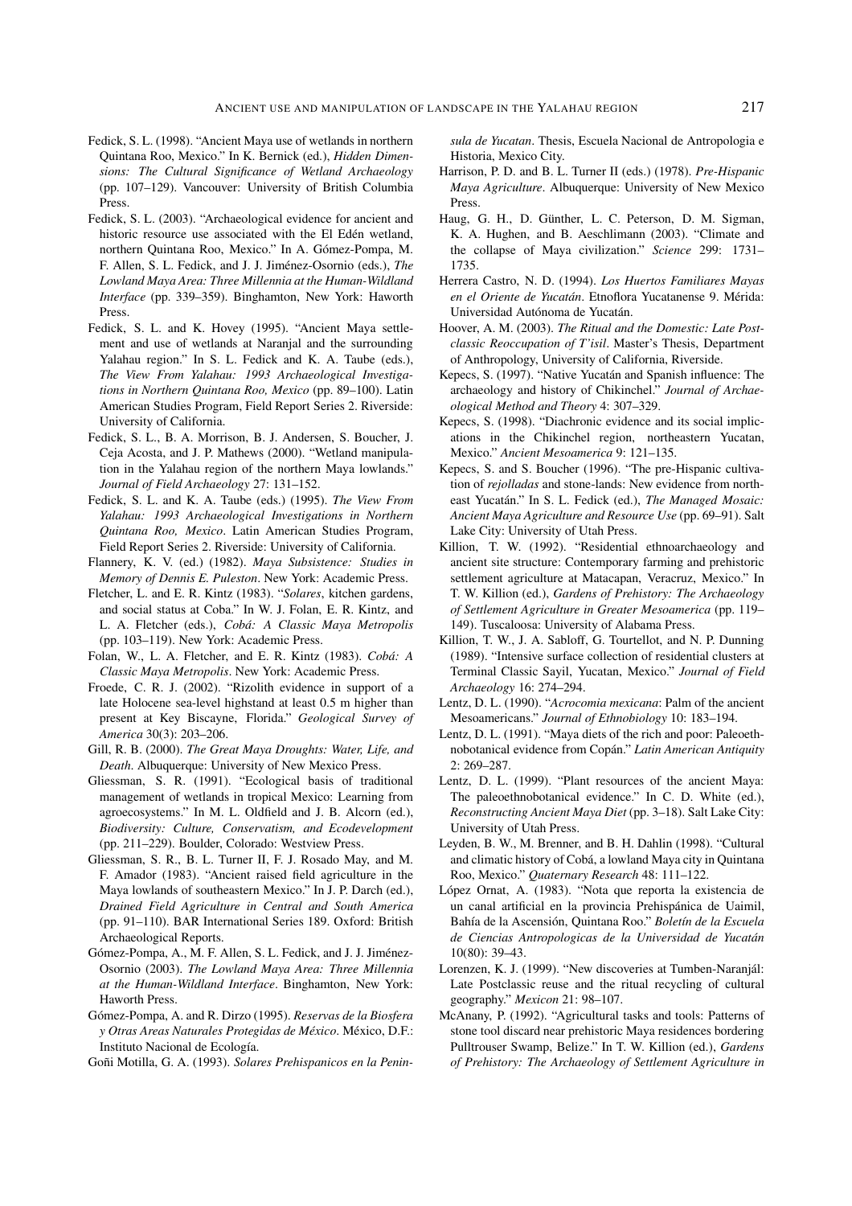Fedick, S. L. (1998). "Ancient Maya use of wetlands in northern Quintana Roo, Mexico." In K. Bernick (ed.), *Hidden Dimensions: The Cultural Significance of Wetland Archaeology* (pp. 107–129). Vancouver: University of British Columbia Press.

Fedick, S. L. (2003). "Archaeological evidence for ancient and historic resource use associated with the El Edén wetland, northern Quintana Roo, Mexico." In A. Gómez-Pompa, M. F. Allen, S. L. Fedick, and J. J. Jiménez-Osornio (eds.), *The Lowland Maya Area: Three Millennia at the Human-Wildland Interface* (pp. 339–359). Binghamton, New York: Haworth Press.

Fedick, S. L. and K. Hovey (1995). "Ancient Maya settlement and use of wetlands at Naranjal and the surrounding Yalahau region." In S. L. Fedick and K. A. Taube (eds.), *The View From Yalahau: 1993 Archaeological Investigations in Northern Quintana Roo, Mexico* (pp. 89–100). Latin American Studies Program, Field Report Series 2. Riverside: University of California.

Fedick, S. L., B. A. Morrison, B. J. Andersen, S. Boucher, J. Ceja Acosta, and J. P. Mathews (2000). "Wetland manipulation in the Yalahau region of the northern Maya lowlands." *Journal of Field Archaeology* 27: 131–152.

Fedick, S. L. and K. A. Taube (eds.) (1995). *The View From Yalahau: 1993 Archaeological Investigations in Northern Quintana Roo, Mexico*. Latin American Studies Program, Field Report Series 2. Riverside: University of California.

Flannery, K. V. (ed.) (1982). *Maya Subsistence: Studies in Memory of Dennis E. Puleston*. New York: Academic Press.

Fletcher, L. and E. R. Kintz (1983). "*Solares*, kitchen gardens, and social status at Coba." In W. J. Folan, E. R. Kintz, and L. A. Fletcher (eds.), *Cobá: A Classic Maya Metropolis* (pp. 103–119). New York: Academic Press.

Folan, W., L. A. Fletcher, and E. R. Kintz (1983). *Cobá: A Classic Maya Metropolis*. New York: Academic Press.

Froede, C. R. J. (2002). "Rizolith evidence in support of a late Holocene sea-level highstand at least 0.5 m higher than present at Key Biscayne, Florida." *Geological Survey of America* 30(3): 203–206.

Gill, R. B. (2000). *The Great Maya Droughts: Water, Life, and Death*. Albuquerque: University of New Mexico Press.

Gliessman, S. R. (1991). "Ecological basis of traditional management of wetlands in tropical Mexico: Learning from agroecosystems." In M. L. Oldfield and J. B. Alcorn (ed.), *Biodiversity: Culture, Conservatism, and Ecodevelopment* (pp. 211–229). Boulder, Colorado: Westview Press.

Gliessman, S. R., B. L. Turner II, F. J. Rosado May, and M. F. Amador (1983). "Ancient raised field agriculture in the Maya lowlands of southeastern Mexico." In J. P. Darch (ed.), *Drained Field Agriculture in Central and South America* (pp. 91–110). BAR International Series 189. Oxford: British Archaeological Reports.

Gómez-Pompa, A., M. F. Allen, S. L. Fedick, and J. J. Jiménez-Osornio (2003). *The Lowland Maya Area: Three Millennia at the Human-Wildland Interface*. Binghamton, New York: Haworth Press.

Gómez-Pompa, A. and R. Dirzo (1995). *Reservas de la Biosfera y Otras Areas Naturales Protegidas de México*. México, D.F.: Instituto Nacional de Ecología.

Goñi Motilla, G. A. (1993). *Solares Prehispanicos en la Peninsula de Yucatan*. Thesis, Escuela Nacional de Antropologia e Historia, Mexico City.

Harrison, P. D. and B. L. Turner II (eds.) (1978). *Pre-Hispanic Maya Agriculture*. Albuquerque: University of New Mexico Press.

Haug, G. H., D. Günther, L. C. Peterson, D. M. Sigman, K. A. Hughen, and B. Aeschlimann (2003). "Climate and the collapse of Maya civilization." *Science* 299: 1731–1735.

Herrera Castro, N. D. (1994). *Los Huertos Familiares Mayas en el Oriente de Yucatán*. Etnoflora Yucatanense 9. Mérida: Universidad Autónoma de Yucatán.

Hoover, A. M. (2003). *The Ritual and the Domestic: Late Postclassic Reoccupation of T'isil*. Master's Thesis, Department of Anthropology, University of California, Riverside.

Kepecs, S. (1997). "Native Yucatán and Spanish influence: The archaeology and history of Chikinchel." *Journal of Archaeological Method and Theory* 4: 307–329.

Kepecs, S. (1998). "Diachronic evidence and its social implications in the Chikinchel region, northeastern Yucatan, Mexico." *Ancient Mesoamerica* 9: 121–135.

Kepecs, S. and S. Boucher (1996). "The pre-Hispanic cultivation of *rejolladas* and stone-lands: New evidence from northeast Yucatán." In S. L. Fedick (ed.), *The Managed Mosaic: Ancient Maya Agriculture and Resource Use* (pp. 69–91). Salt Lake City: University of Utah Press.

Killion, T. W. (1992). "Residential ethnoarchaeology and ancient site structure: Contemporary farming and prehistoric settlement agriculture at Matacapan, Veracruz, Mexico." In T. W. Killion (ed.), *Gardens of Prehistory: The Archaeology of Settlement Agriculture in Greater Mesoamerica* (pp. 119–149). Tuscaloosa: University of Alabama Press.

Killion, T. W., J. A. Sabloff, G. Tourtellot, and N. P. Dunning (1989). "Intensive surface collection of residential clusters at Terminal Classic Sayil, Yucatan, Mexico." *Journal of Field Archaeology* 16: 274–294.

Lentz, D. L. (1990). "*Acrocomia mexicana*: Palm of the ancient Mesoamericans." *Journal of Ethnobiology* 10: 183–194.

Lentz, D. L. (1991). "Maya diets of the rich and poor: Paleoethnobotanical evidence from Copán." *Latin American Antiquity* 2: 269–287.

Lentz, D. L. (1999). "Plant resources of the ancient Maya: The paleoethnobotanical evidence." In C. D. White (ed.), *Reconstructing Ancient Maya Diet* (pp. 3–18). Salt Lake City: University of Utah Press.

Leyden, B. W., M. Brenner, and B. H. Dahlin (1998). "Cultural and climatic history of Cobá, a lowland Maya city in Quintana Roo, Mexico." *Quaternary Research* 48: 111–122.

López Ornat, A. (1983). "Nota que reporta la existencia de un canal artificial en la provincia Prehispánica de Uaimil, Bahía de la Ascensión, Quintana Roo." *Boletín de la Escuela de Ciencias Antropologicas de la Universidad de Yucatán* 10(80): 39–43.

Lorenzen, K. J. (1999). "New discoveries at Tumben-Naranjál: Late Postclassic reuse and the ritual recycling of cultural geography." *Mexicon* 21: 98–107.

McAnany, P. (1992). "Agricultural tasks and tools: Patterns of stone tool discard near prehistoric Maya residences bordering Pulltrouser Swamp, Belize." In T. W. Killion (ed.), *Gardens of Prehistory: The Archaeology of Settlement Agriculture in*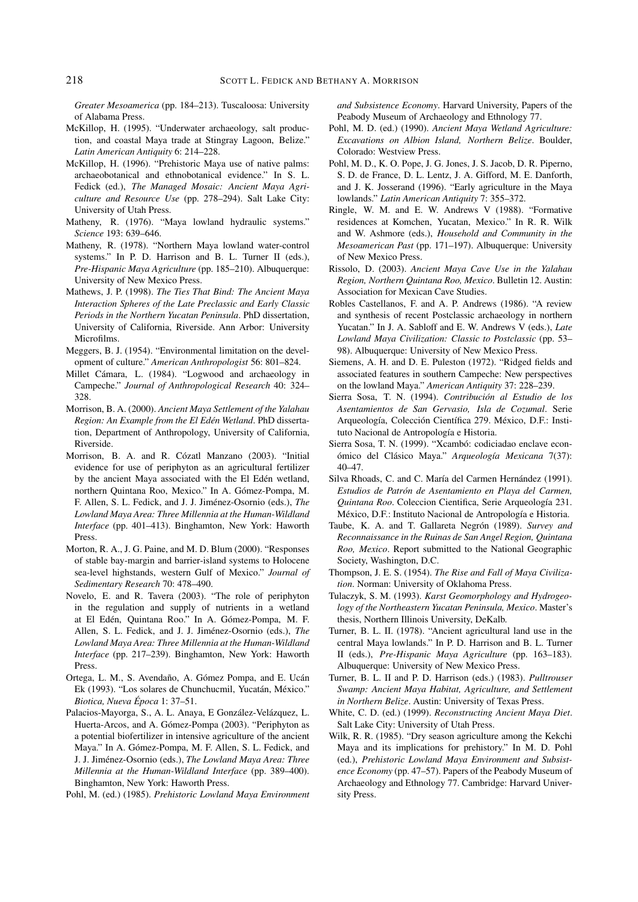*Greater Mesoamerica* (pp. 184–213). Tuscaloosa: University of Alabama Press.

McKillop, H. (1995). "Underwater archaeology, salt production, and coastal Maya trade at Stingray Lagoon, Belize." *Latin American Antiquity* 6: 214–228.

McKillop, H. (1996). "Prehistoric Maya use of native palms: archaeobotanical and ethnobotanical evidence." In S. L. Fedick (ed.), *The Managed Mosaic: Ancient Maya Agriculture and Resource Use* (pp. 278–294). Salt Lake City: University of Utah Press.

Matheny, R. (1976). "Maya lowland hydraulic systems." *Science* 193: 639–646.

Matheny, R. (1978). "Northern Maya lowland water-control systems." In P. D. Harrison and B. L. Turner II (eds.), *Pre-Hispanic Maya Agriculture* (pp. 185–210). Albuquerque: University of New Mexico Press.

Mathews, J. P. (1998). *The Ties That Bind: The Ancient Maya Interaction Spheres of the Late Preclassic and Early Classic Periods in the Northern Yucatan Peninsula*. PhD dissertation, University of California, Riverside. Ann Arbor: University Microfilms.

Meggers, B. J. (1954). "Environmental limitation on the development of culture." *American Anthropologist* 56: 801–824.

Millet Cámara, L. (1984). "Logwood and archaeology in Campeche." *Journal of Anthropological Research* 40: 324–328.

Morrison, B. A. (2000). *Ancient Maya Settlement of the Yalahau Region: An Example from the El Edén Wetland*. PhD dissertation, Department of Anthropology, University of California, Riverside.

Morrison, B. A. and R. Cózatl Manzano (2003). "Initial evidence for use of periphyton as an agricultural fertilizer by the ancient Maya associated with the El Edén wetland, northern Quintana Roo, Mexico." In A. Gómez-Pompa, M. F. Allen, S. L. Fedick, and J. J. Jiménez-Osornio (eds.), *The Lowland Maya Area: Three Millennia at the Human-Wildland Interface* (pp. 401–413). Binghamton, New York: Haworth Press.

Morton, R. A., J. G. Paine, and M. D. Blum (2000). "Responses of stable bay-margin and barrier-island systems to Holocene sea-level highstands, western Gulf of Mexico." *Journal of Sedimentary Research* 70: 478–490.

Novelo, E. and R. Tavera (2003). "The role of periphyton in the regulation and supply of nutrients in a wetland at El Edén, Quintana Roo." In A. Gómez-Pompa, M. F. Allen, S. L. Fedick, and J. J. Jiménez-Osornio (eds.), *The Lowland Maya Area: Three Millennia at the Human-Wildland Interface* (pp. 217–239). Binghamton, New York: Haworth Press.

Ortega, L. M., S. Avendaño, A. Gómez Pompa, and E. Ucán Ek (1993). "Los solares de Chunchucmil, Yucatán, México." *Biotica, Nueva Época* 1: 37–51.

Palacios-Mayorga, S., A. L. Anaya, E González-Velázquez, L. Huerta-Arcos, and A. Gómez-Pompa (2003). "Periphyton as a potential biofertilizer in intensive agriculture of the ancient Maya." In A. Gómez-Pompa, M. F. Allen, S. L. Fedick, and J. J. Jiménez-Osornio (eds.), *The Lowland Maya Area: Three Millennia at the Human-Wildland Interface* (pp. 389–400). Binghamton, New York: Haworth Press.

Pohl, M. (ed.) (1985). *Prehistoric Lowland Maya Environment and Subsistence Economy*. Harvard University, Papers of the Peabody Museum of Archaeology and Ethnology 77.

Pohl, M. D. (ed.) (1990). *Ancient Maya Wetland Agriculture: Excavations on Albion Island, Northern Belize*. Boulder, Colorado: Westview Press.

Pohl, M. D., K. O. Pope, J. G. Jones, J. S. Jacob, D. R. Piperno, S. D. de France, D. L. Lentz, J. A. Gifford, M. E. Danforth, and J. K. Josserand (1996). "Early agriculture in the Maya lowlands." *Latin American Antiquity* 7: 355–372.

Ringle, W. M. and E. W. Andrews V (1988). "Formative residences at Komchen, Yucatan, Mexico." In R. R. Wilk and W. Ashmore (eds.), *Household and Community in the Mesoamerican Past* (pp. 171–197). Albuquerque: University of New Mexico Press.

Rissolo, D. (2003). *Ancient Maya Cave Use in the Yalahau Region, Northern Quintana Roo, Mexico*. Bulletin 12. Austin: Association for Mexican Cave Studies.

Robles Castellanos, F. and A. P. Andrews (1986). "A review and synthesis of recent Postclassic archaeology in northern Yucatan." In J. A. Sabloff and E. W. Andrews V (eds.), *Late Lowland Maya Civilization: Classic to Postclassic* (pp. 53–98). Albuquerque: University of New Mexico Press.

Siemens, A. H. and D. E. Puleston (1972). "Ridged fields and associated features in southern Campeche: New perspectives on the lowland Maya." *American Antiquity* 37: 228–239.

Sierra Sosa, T. N. (1994). *Contribución al Estudio de los Asentamientos de San Gervasio, Isla de Cozumal*. Serie Arqueología, Colección Científica 279. México, D.F.: Instituto Nacional de Antropología e Historia.

Sierra Sosa, T. N. (1999). "Xcambó: codiciadao enclave económico del Clásico Maya." *Arqueología Mexicana* 7(37): 40–47.

Silva Rhoads, C. and C. María del Carmen Hernández (1991). *Estudios de Patrón de Asentamiento en Playa del Carmen, Quintana Roo*. Coleccion Cientifica, Serie Arqueología 231. México, D.F.: Instituto Nacional de Antropología e Historia.

Taube, K. A. and T. Gallareta Negrón (1989). *Survey and Reconnaissance in the Ruinas de San Angel Region, Quintana Roo, Mexico*. Report submitted to the National Geographic Society, Washington, D.C.

Thompson, J. E. S. (1954). *The Rise and Fall of Maya Civilization*. Norman: University of Oklahoma Press.

Tulaczyk, S. M. (1993). *Karst Geomorphology and Hydrogeology of the Northeastern Yucatan Peninsula, Mexico*. Master's thesis, Northern Illinois University, DeKalb.

Turner, B. L. II. (1978). "Ancient agricultural land use in the central Maya lowlands." In P. D. Harrison and B. L. Turner II (eds.), *Pre-Hispanic Maya Agriculture* (pp. 163–183). Albuquerque: University of New Mexico Press.

Turner, B. L. II and P. D. Harrison (eds.) (1983). *Pulltrouser Swamp: Ancient Maya Habitat, Agriculture, and Settlement in Northern Belize*. Austin: University of Texas Press.

White, C. D. (ed.) (1999). *Reconstructing Ancient Maya Diet*. Salt Lake City: University of Utah Press.

Wilk, R. R. (1985). "Dry season agriculture among the Kekchi Maya and its implications for prehistory." In M. D. Pohl (ed.), *Prehistoric Lowland Maya Environment and Subsistence Economy* (pp. 47–57). Papers of the Peabody Museum of Archaeology and Ethnology 77. Cambridge: Harvard University Press.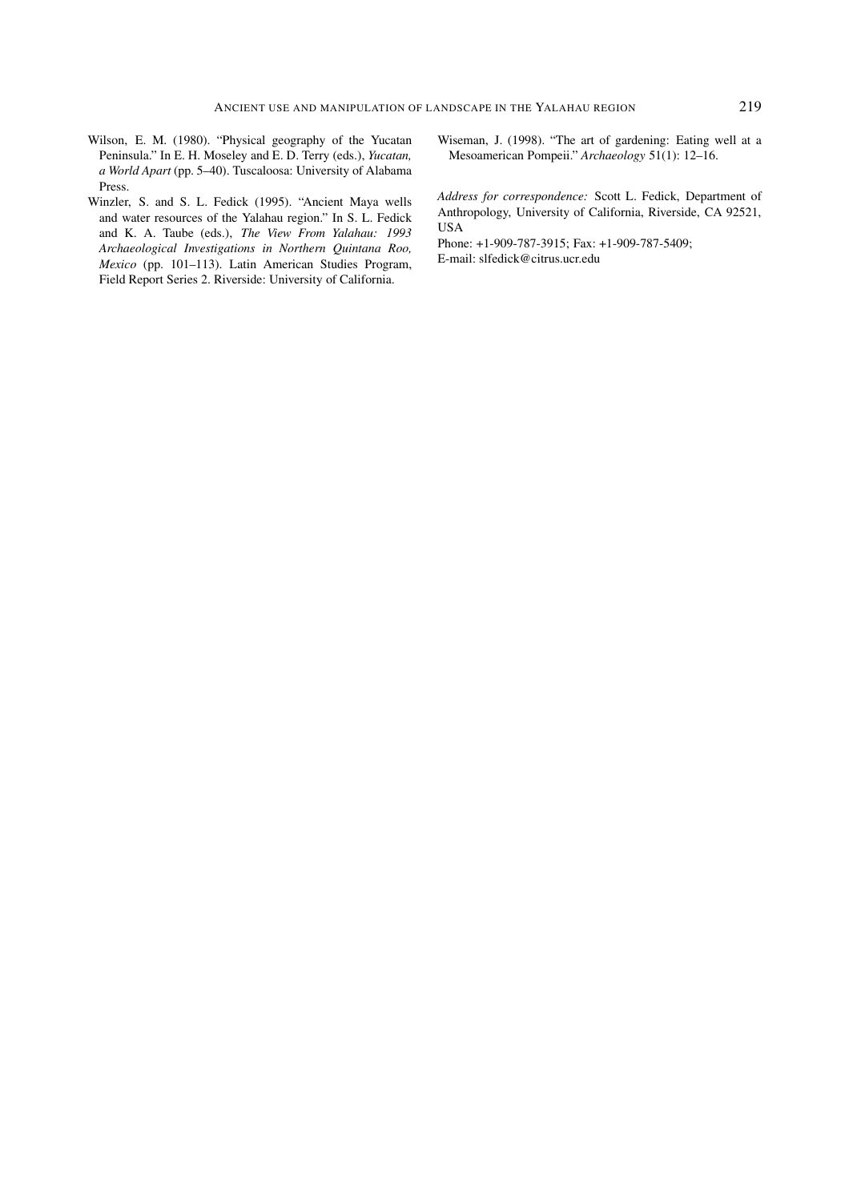Wilson, E. M. (1980). "Physical geography of the Yucatan Peninsula." In E. H. Moseley and E. D. Terry (eds.), *Yucatan, a World Apart* (pp. 5–40). Tuscaloosa: University of Alabama Press.

Winzler, S. and S. L. Fedick (1995). "Ancient Maya wells and water resources of the Yalahau region." In S. L. Fedick and K. A. Taube (eds.), *The View From Yalahau: 1993 Archaeological Investigations in Northern Quintana Roo, Mexico* (pp. 101–113). Latin American Studies Program, Field Report Series 2. Riverside: University of California.

Wiseman, J. (1998). "The art of gardening: Eating well at a Mesoamerican Pompeii." *Archaeology* 51(1): 12–16.

*Address for correspondence:* Scott L. Fedick, Department of Anthropology, University of California, Riverside, CA 92521, USA

Phone: +1-909-787-3915; Fax: +1-909-787-5409;
E-mail: slfedick@citrus.ucr.edu